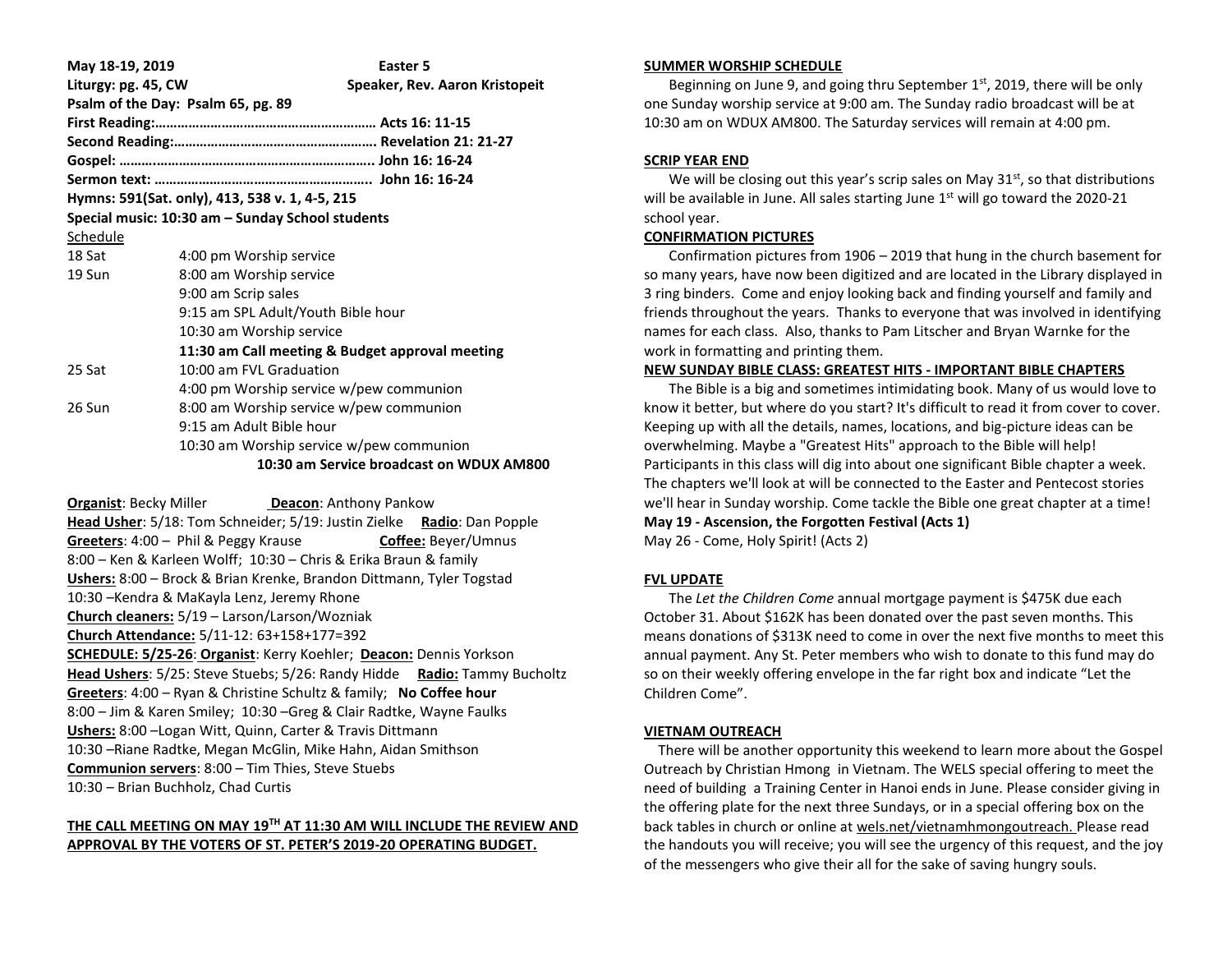**May 18-19, 2019** **Easter 5**

**Liturgy: pg. 45, CW** **Speaker, Rev. Aaron Kristopeit**

**Psalm of the Day: Psalm 65, pg. 89**

**First Reading:…………………………………………………… Acts 16: 11-15**

**Second Reading:………………………………………………. Revelation 21: 21-27**

**Gospel: ……..…………………………………………………….. John 16: 16-24**

**Sermon text: ………………………………………………….. John 16: 16-24**

**Hymns: 591(Sat. only), 413, 538 v. 1, 4-5, 215**

**Special music: 10:30 am – Sunday School students**

Schedule

| | |
|---|---|
| 18 Sat | 4:00 pm Worship service |
| 19 Sun | 8:00 am Worship service |
| | 9:00 am Scrip sales |
| | 9:15 am SPL Adult/Youth Bible hour |
| | 10:30 am Worship service |
| | **11:30 am Call meeting & Budget approval meeting** |
| 25 Sat | 10:00 am FVL Graduation |
| | 4:00 pm Worship service w/pew communion |
| 26 Sun | 8:00 am Worship service w/pew communion |
| | 9:15 am Adult Bible hour |
| | 10:30 am Worship service w/pew communion |
| | **10:30 am Service broadcast on WDUX AM800** |

**Organist**: Becky Miller **Deacon**: Anthony Pankow

**Head Usher**: 5/18: Tom Schneider; 5/19: Justin Zielke **Radio**: Dan Popple

**Greeters**: 4:00 – Phil & Peggy Krause **Coffee:** Beyer/Umnus

8:00 – Ken & Karleen Wolff; 10:30 – Chris & Erika Braun & family

**Ushers:** 8:00 – Brock & Brian Krenke, Brandon Dittmann, Tyler Togstad

10:30 –Kendra & MaKayla Lenz, Jeremy Rhone

**Church cleaners:** 5/19 – Larson/Larson/Wozniak

**Church Attendance:** 5/11-12: 63+158+177=392

**SCHEDULE: 5/25-26**: **Organist**: Kerry Koehler; **Deacon:** Dennis Yorkson

**Head Ushers**: 5/25: Steve Stuebs; 5/26: Randy Hidde **Radio:** Tammy Bucholtz

**Greeters**: 4:00 – Ryan & Christine Schultz & family; **No Coffee hour**

8:00 – Jim & Karen Smiley; 10:30 –Greg & Clair Radtke, Wayne Faulks

**Ushers:** 8:00 –Logan Witt, Quinn, Carter & Travis Dittmann

10:30 –Riane Radtke, Megan McGlin, Mike Hahn, Aidan Smithson

**Communion servers**: 8:00 – Tim Thies, Steve Stuebs

10:30 – Brian Buchholz, Chad Curtis

**THE CALL MEETING ON MAY 19TH AT 11:30 AM WILL INCLUDE THE REVIEW AND APPROVAL BY THE VOTERS OF ST. PETER'S 2019-20 OPERATING BUDGET.**

**SUMMER WORSHIP SCHEDULE**

Beginning on June 9, and going thru September 1st, 2019, there will be only one Sunday worship service at 9:00 am. The Sunday radio broadcast will be at 10:30 am on WDUX AM800. The Saturday services will remain at 4:00 pm.

**SCRIP YEAR END**

We will be closing out this year's scrip sales on May 31st, so that distributions will be available in June. All sales starting June 1st will go toward the 2020-21 school year.

**CONFIRMATION PICTURES**

Confirmation pictures from 1906 – 2019 that hung in the church basement for so many years, have now been digitized and are located in the Library displayed in 3 ring binders. Come and enjoy looking back and finding yourself and family and friends throughout the years. Thanks to everyone that was involved in identifying names for each class. Also, thanks to Pam Litscher and Bryan Warnke for the work in formatting and printing them.

**NEW SUNDAY BIBLE CLASS: GREATEST HITS - IMPORTANT BIBLE CHAPTERS**

The Bible is a big and sometimes intimidating book. Many of us would love to know it better, but where do you start? It's difficult to read it from cover to cover. Keeping up with all the details, names, locations, and big-picture ideas can be overwhelming. Maybe a "Greatest Hits" approach to the Bible will help! Participants in this class will dig into about one significant Bible chapter a week. The chapters we'll look at will be connected to the Easter and Pentecost stories we'll hear in Sunday worship. Come tackle the Bible one great chapter at a time!

**May 19 - Ascension, the Forgotten Festival (Acts 1)**

May 26 - Come, Holy Spirit! (Acts 2)

**FVL UPDATE**

The *Let the Children Come* annual mortgage payment is $475K due each October 31. About $162K has been donated over the past seven months. This means donations of $313K need to come in over the next five months to meet this annual payment. Any St. Peter members who wish to donate to this fund may do so on their weekly offering envelope in the far right box and indicate "Let the Children Come".

**VIETNAM OUTREACH**

There will be another opportunity this weekend to learn more about the Gospel Outreach by Christian Hmong in Vietnam. The WELS special offering to meet the need of building a Training Center in Hanoi ends in June. Please consider giving in the offering plate for the next three Sundays, or in a special offering box on the back tables in church or online at wels.net/vietnamhmongoutreach. Please read the handouts you will receive; you will see the urgency of this request, and the joy of the messengers who give their all for the sake of saving hungry souls.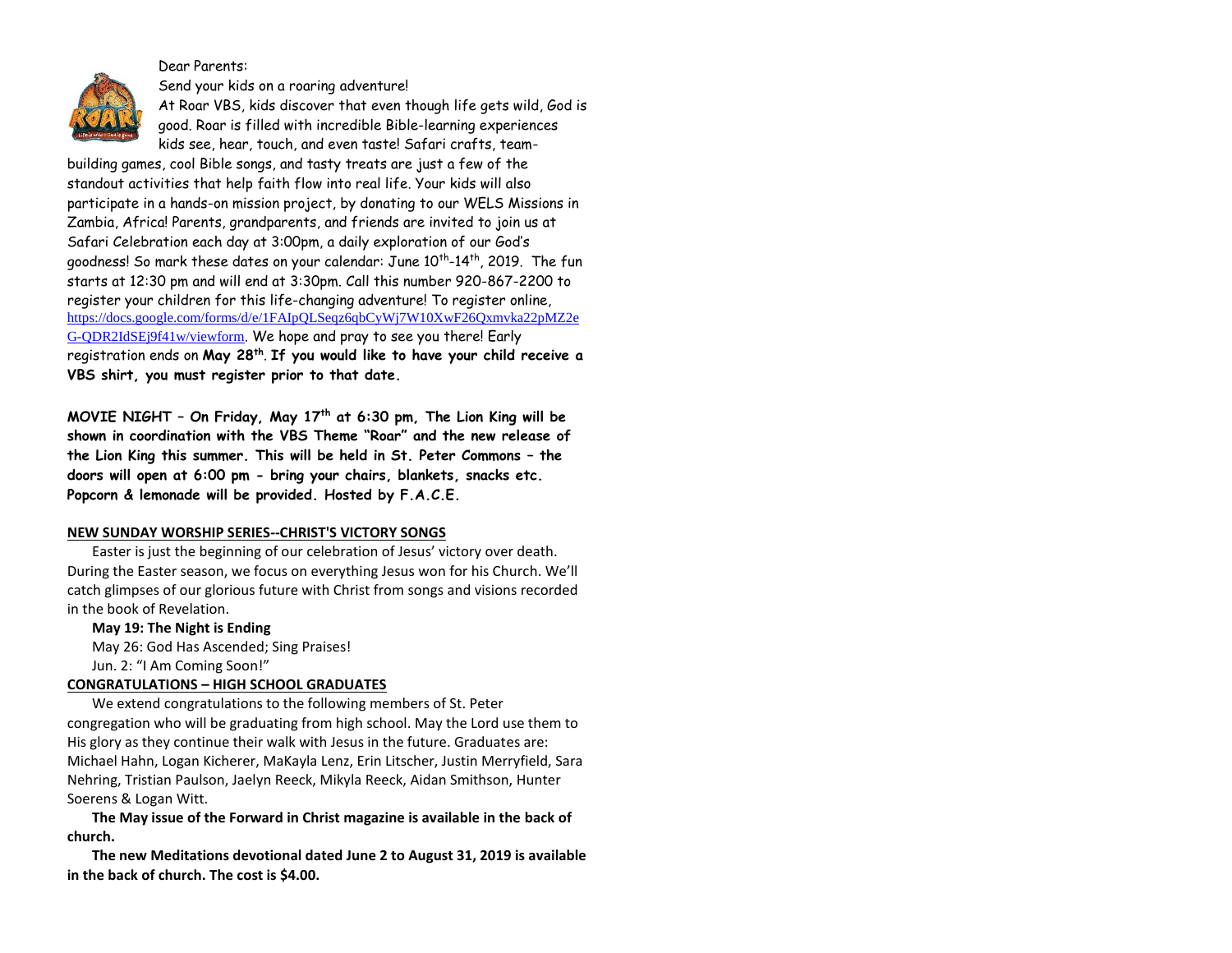Dear Parents:

Send your kids on a roaring adventure!

At Roar VBS, kids discover that even though life gets wild, God is good. Roar is filled with incredible Bible-learning experiences kids see, hear, touch, and even taste! Safari crafts, team-building games, cool Bible songs, and tasty treats are just a few of the standout activities that help faith flow into real life. Your kids will also participate in a hands-on mission project, by donating to our WELS Missions in Zambia, Africa! Parents, grandparents, and friends are invited to join us at Safari Celebration each day at 3:00pm, a daily exploration of our God's goodness! So mark these dates on your calendar: June 10th-14th, 2019. The fun starts at 12:30 pm and will end at 3:30pm. Call this number 920-867-2200 to register your children for this life-changing adventure! To register online, https://docs.google.com/forms/d/e/1FAIpQLSeqz6qbCyWj7W10XwF26Qxmvka22pMZ2eG-QDR2IdSEj9f41w/viewform. We hope and pray to see you there! Early registration ends on **May 28th**. **If you would like to have your child receive a VBS shirt, you must register prior to that date.**

**MOVIE NIGHT – On Friday, May 17th at 6:30 pm, The Lion King will be shown in coordination with the VBS Theme "Roar" and the new release of the Lion King this summer. This will be held in St. Peter Commons – the doors will open at 6:00 pm - bring your chairs, blankets, snacks etc. Popcorn & lemonade will be provided. Hosted by F.A.C.E.**

**NEW SUNDAY WORSHIP SERIES--CHRIST'S VICTORY SONGS**

Easter is just the beginning of our celebration of Jesus' victory over death. During the Easter season, we focus on everything Jesus won for his Church. We'll catch glimpses of our glorious future with Christ from songs and visions recorded in the book of Revelation.

**May 19: The Night is Ending**

May 26: God Has Ascended; Sing Praises!

Jun. 2: "I Am Coming Soon!"

**CONGRATULATIONS – HIGH SCHOOL GRADUATES**

We extend congratulations to the following members of St. Peter congregation who will be graduating from high school. May the Lord use them to His glory as they continue their walk with Jesus in the future. Graduates are: Michael Hahn, Logan Kicherer, MaKayla Lenz, Erin Litscher, Justin Merryfield, Sara Nehring, Tristian Paulson, Jaelyn Reeck, Mikyla Reeck, Aidan Smithson, Hunter Soerens & Logan Witt.

**The May issue of the Forward in Christ magazine is available in the back of church.**

**The new Meditations devotional dated June 2 to August 31, 2019 is available in the back of church. The cost is $4.00.**